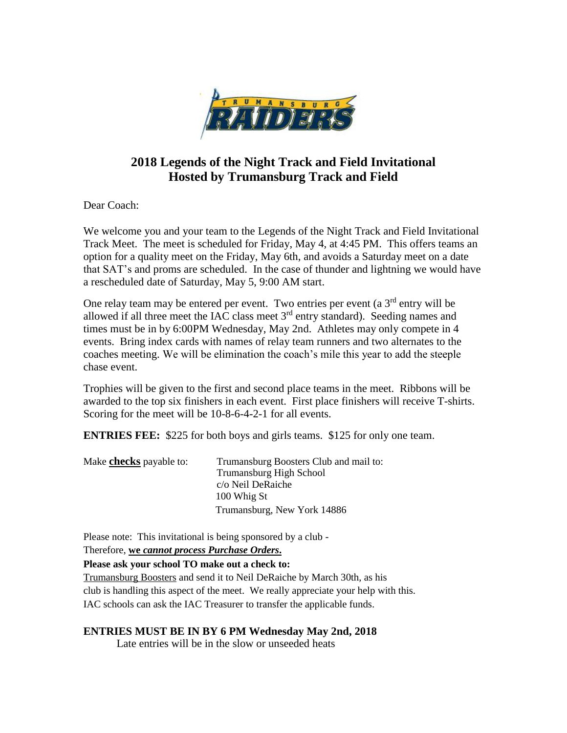# 2018 Legends of the Night Track and Field Invitational
## Hosted by Trumansburg Track and Field

Dear Coach:

We welcome you and your team to the Legends of the Night Track and Field Invitational Track Meet. The meet is scheduled for Friday, May 4, at 4:45 PM. This offers teams an option for a quality meet on the Friday, May 6th, and avoids a Saturday meet on a date that SAT's and proms are scheduled. In the case of thunder and lightning we would have a rescheduled date of Saturday, May 5, 9:00 AM start.

One relay team may be entered per event. Two entries per event (a 3rd entry will be allowed if all three meet the IAC class meet 3rd entry standard). Seeding names and times must be in by 6:00PM Wednesday, May 2nd. Athletes may only compete in 4 events. Bring index cards with names of relay team runners and two alternates to the coaches meeting. We will be elimination the coach's mile this year to add the steeple chase event.

Trophies will be given to the first and second place teams in the meet. Ribbons will be awarded to the top six finishers in each event. First place finishers will receive T-shirts. Scoring for the meet will be 10-8-6-4-2-1 for all events.

**ENTRIES FEE:** $225 for both boys and girls teams. $125 for only one team.

Make **checks** payable to: Trumansburg Boosters Club and mail to:
Trumansburg High School
c/o Neil DeRaiche
100 Whig St
Trumansburg, New York 14886

Please note: This invitational is being sponsored by a club -
Therefore, **we *cannot process Purchase Orders*.**
**Please ask your school TO make out a check to:**
Trumansburg Boosters and send it to Neil DeRaiche by March 30th, as his club is handling this aspect of the meet. We really appreciate your help with this. IAC schools can ask the IAC Treasurer to transfer the applicable funds.

**ENTRIES MUST BE IN BY 6 PM Wednesday May 2nd, 2018**
Late entries will be in the slow or unseeded heats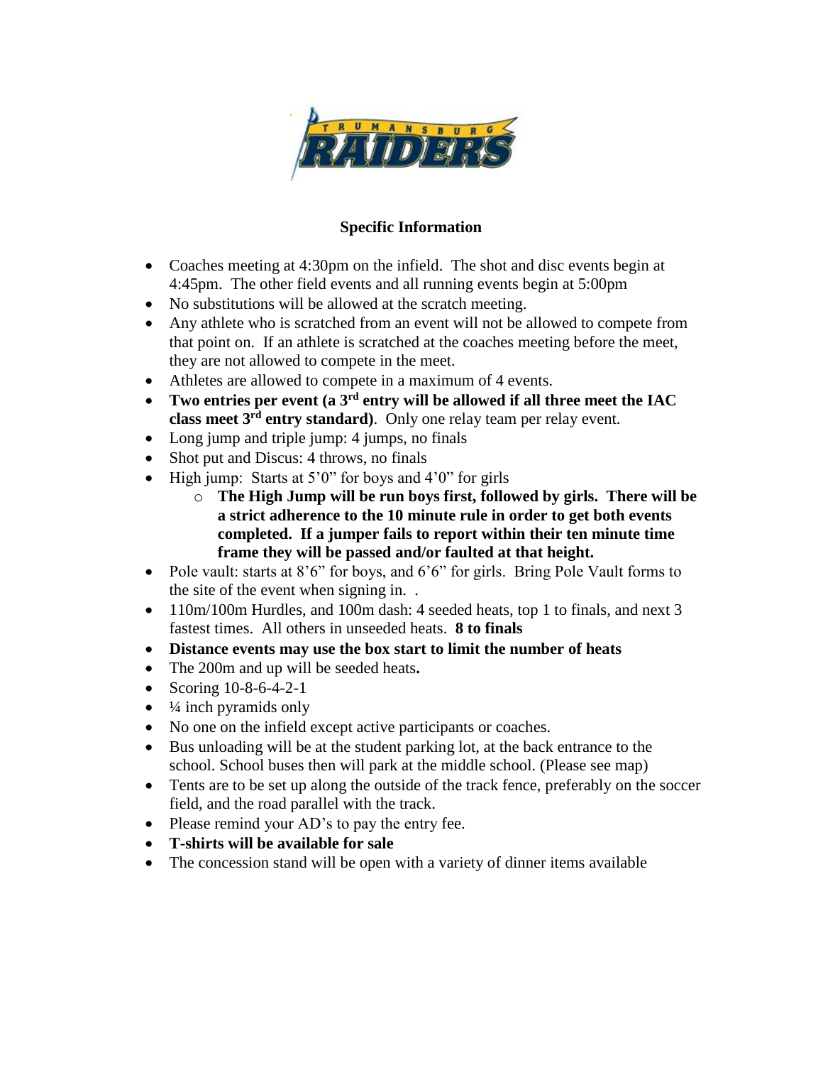TRUMANSBURG RAIDERS

## Specific Information

- Coaches meeting at 4:30pm on the infield. The shot and disc events begin at 4:45pm. The other field events and all running events begin at 5:00pm
- No substitutions will be allowed at the scratch meeting.
- Any athlete who is scratched from an event will not be allowed to compete from that point on. If an athlete is scratched at the coaches meeting before the meet, they are not allowed to compete in the meet.
- Athletes are allowed to compete in a maximum of 4 events.
- **Two entries per event (a 3rd entry will be allowed if all three meet the IAC class meet 3rd entry standard)**. Only one relay team per relay event.
- Long jump and triple jump: 4 jumps, no finals
- Shot put and Discus: 4 throws, no finals
- High jump: Starts at 5'0" for boys and 4'0" for girls
  - **The High Jump will be run boys first, followed by girls. There will be a strict adherence to the 10 minute rule in order to get both events completed. If a jumper fails to report within their ten minute time frame they will be passed and/or faulted at that height.**
- Pole vault: starts at 8'6" for boys, and 6'6" for girls. Bring Pole Vault forms to the site of the event when signing in. .
- 110m/100m Hurdles, and 100m dash: 4 seeded heats, top 1 to finals, and next 3 fastest times. All others in unseeded heats. **8 to finals**
- **Distance events may use the box start to limit the number of heats**
- The 200m and up will be seeded heats**.**
- Scoring 10-8-6-4-2-1
- ¼ inch pyramids only
- No one on the infield except active participants or coaches.
- Bus unloading will be at the student parking lot, at the back entrance to the school. School buses then will park at the middle school. (Please see map)
- Tents are to be set up along the outside of the track fence, preferably on the soccer field, and the road parallel with the track.
- Please remind your AD's to pay the entry fee.
- **T-shirts will be available for sale**
- The concession stand will be open with a variety of dinner items available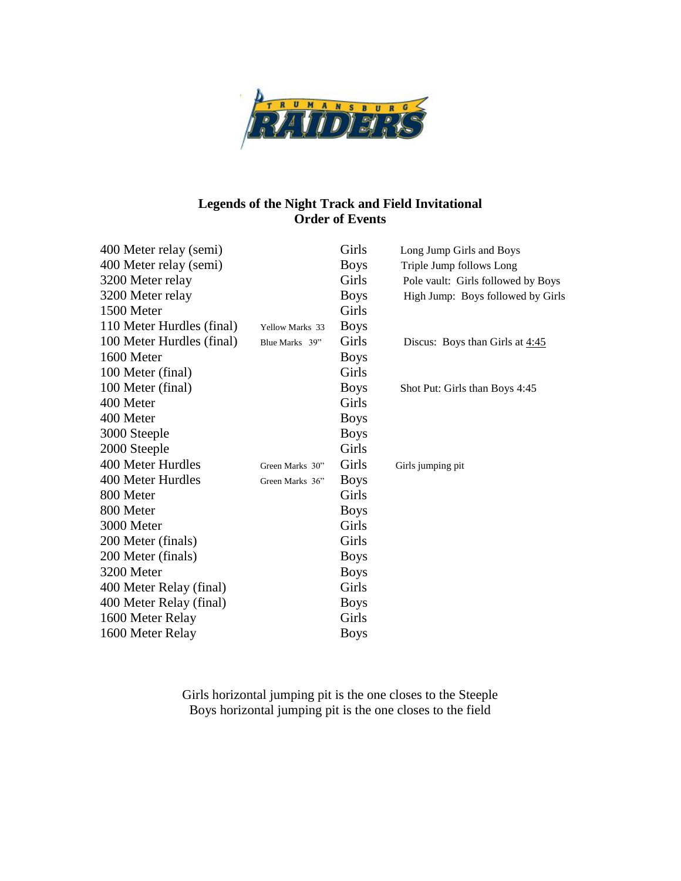TRUMANSBURG RAIDERS

**Legends of the Night Track and Field Invitational**
**Order of Events**

| | | | |
|---|---|---|---|
| 400 Meter relay (semi) | | Girls | Long Jump Girls and Boys |
| 400 Meter relay (semi) | | Boys | Triple Jump follows Long |
| 3200 Meter relay | | Girls | Pole vault: Girls followed by Boys |
| 3200 Meter relay | | Boys | High Jump: Boys followed by Girls |
| 1500 Meter | | Girls | |
| 110 Meter Hurdles (final) | Yellow Marks 33 | Boys | |
| 100 Meter Hurdles (final) | Blue Marks 39" | Girls | Discus: Boys than Girls at 4:45 |
| 1600 Meter | | Boys | |
| 100 Meter (final) | | Girls | |
| 100 Meter (final) | | Boys | Shot Put: Girls than Boys 4:45 |
| 400 Meter | | Girls | |
| 400 Meter | | Boys | |
| 3000 Steeple | | Boys | |
| 2000 Steeple | | Girls | |
| 400 Meter Hurdles | Green Marks 30" | Girls | Girls jumping pit |
| 400 Meter Hurdles | Green Marks 36" | Boys | |
| 800 Meter | | Girls | |
| 800 Meter | | Boys | |
| 3000 Meter | | Girls | |
| 200 Meter (finals) | | Girls | |
| 200 Meter (finals) | | Boys | |
| 3200 Meter | | Boys | |
| 400 Meter Relay (final) | | Girls | |
| 400 Meter Relay (final) | | Boys | |
| 1600 Meter Relay | | Girls | |
| 1600 Meter Relay | | Boys | |

Girls horizontal jumping pit is the one closes to the Steeple
Boys horizontal jumping pit is the one closes to the field